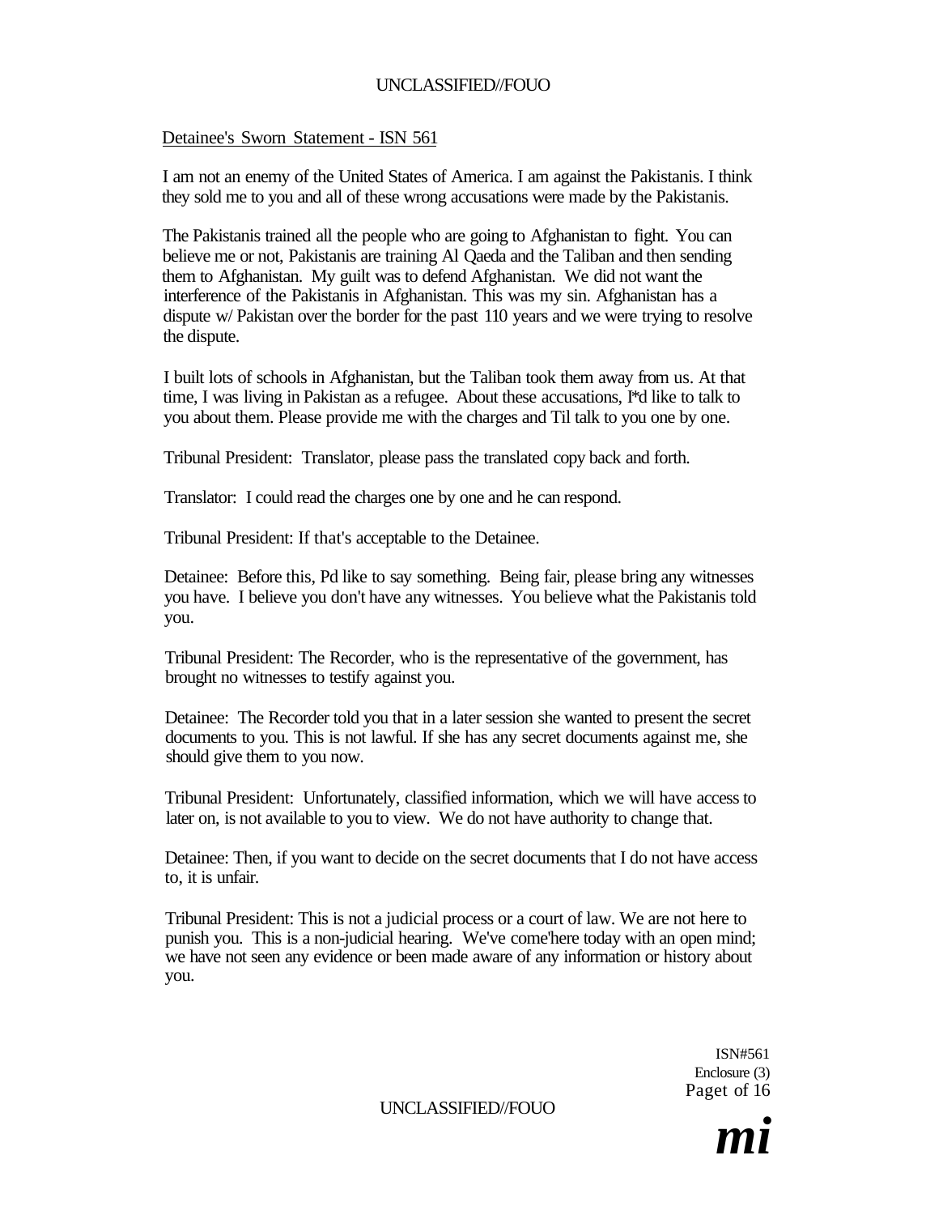Detainee's Sworn Statement - ISN 561

I am not an enemy of the United States of America. I am against the Pakistanis. I think they sold me to you and all of these wrong accusations were made by the Pakistanis.

The Pakistanis trained all the people who are going to Afghanistan to fight. You can believe me or not, Pakistanis are training Al Qaeda and the Taliban and then sending them to Afghanistan. My guilt was to defend Afghanistan. We did not want the interference of the Pakistanis in Afghanistan. This was my sin. Afghanistan has a dispute w/ Pakistan over the border for the past 110 years and we were trying to resolve the dispute.

I built lots of schools in Afghanistan, but the Taliban took them away from us. At that time, I was living in Pakistan as a refugee. About these accusations, I*d like to talk to you about them. Please provide me with the charges and Til talk to you one by one.

Tribunal President: Translator, please pass the translated copy back and forth.

Translator: I could read the charges one by one and he can respond.

Tribunal President: If that's acceptable to the Detainee.

Detainee: Before this, Pd like to say something. Being fair, please bring any witnesses you have. I believe you don't have any witnesses. You believe what the Pakistanis told you.

Tribunal President: The Recorder, who is the representative of the government, has brought no witnesses to testify against you.

Detainee: The Recorder told you that in a later session she wanted to present the secret documents to you. This is not lawful. If she has any secret documents against me, she should give them to you now.

Tribunal President: Unfortunately, classified information, which we will have access to later on, is not available to you to view. We do not have authority to change that.

Detainee: Then, if you want to decide on the secret documents that I do not have access to, it is unfair.

Tribunal President: This is not a judicial process or a court of law. We are not here to punish you. This is a non-judicial hearing. We've come'here today with an open mind; we have not seen any evidence or been made aware of any information or history about you.

ISN#561
Enclosure (3)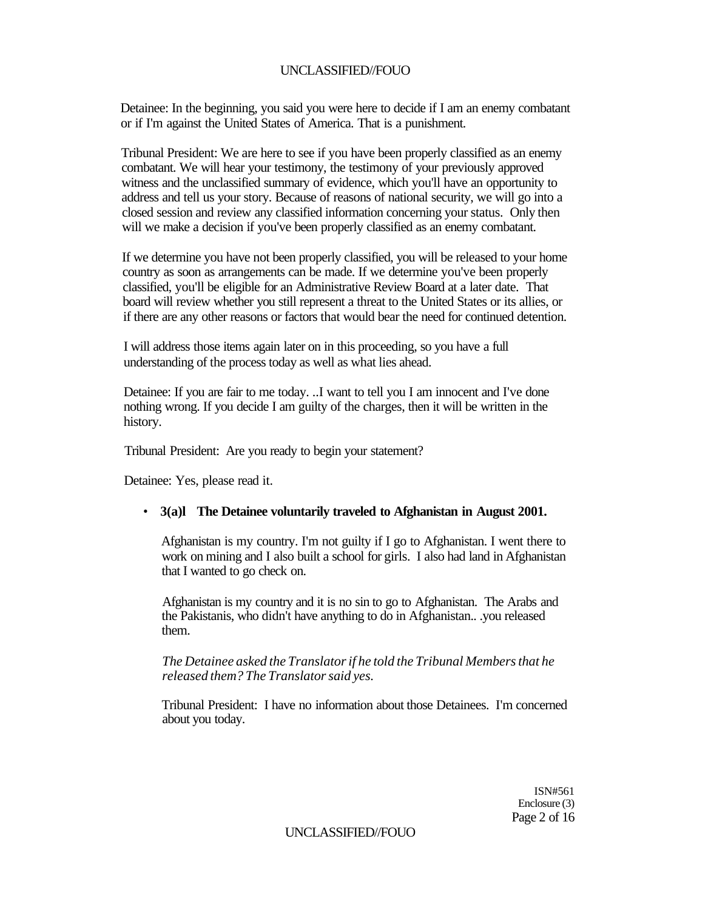Detainee: In the beginning, you said you were here to decide if I am an enemy combatant or if I'm against the United States of America. That is a punishment.

Tribunal President: We are here to see if you have been properly classified as an enemy combatant. We will hear your testimony, the testimony of your previously approved witness and the unclassified summary of evidence, which you'll have an opportunity to address and tell us your story. Because of reasons of national security, we will go into a closed session and review any classified information concerning your status. Only then will we make a decision if you've been properly classified as an enemy combatant.

If we determine you have not been properly classified, you will be released to your home country as soon as arrangements can be made. If we determine you've been properly classified, you'll be eligible for an Administrative Review Board at a later date. That board will review whether you still represent a threat to the United States or its allies, or if there are any other reasons or factors that would bear the need for continued detention.

I will address those items again later on in this proceeding, so you have a full understanding of the process today as well as what lies ahead.

Detainee: If you are fair to me today. ..I want to tell you I am innocent and I've done nothing wrong. If you decide I am guilty of the charges, then it will be written in the history.

Tribunal President: Are you ready to begin your statement?

Detainee: Yes, please read it.

- **3(a)l The Detainee voluntarily traveled to Afghanistan in August 2001.**

  Afghanistan is my country. I'm not guilty if I go to Afghanistan. I went there to work on mining and I also built a school for girls. I also had land in Afghanistan that I wanted to go check on.

  Afghanistan is my country and it is no sin to go to Afghanistan. The Arabs and the Pakistanis, who didn't have anything to do in Afghanistan.. .you released them.

  *The Detainee asked the Translator if he told the Tribunal Members that he released them? The Translator said yes.*

  Tribunal President: I have no information about those Detainees. I'm concerned about you today.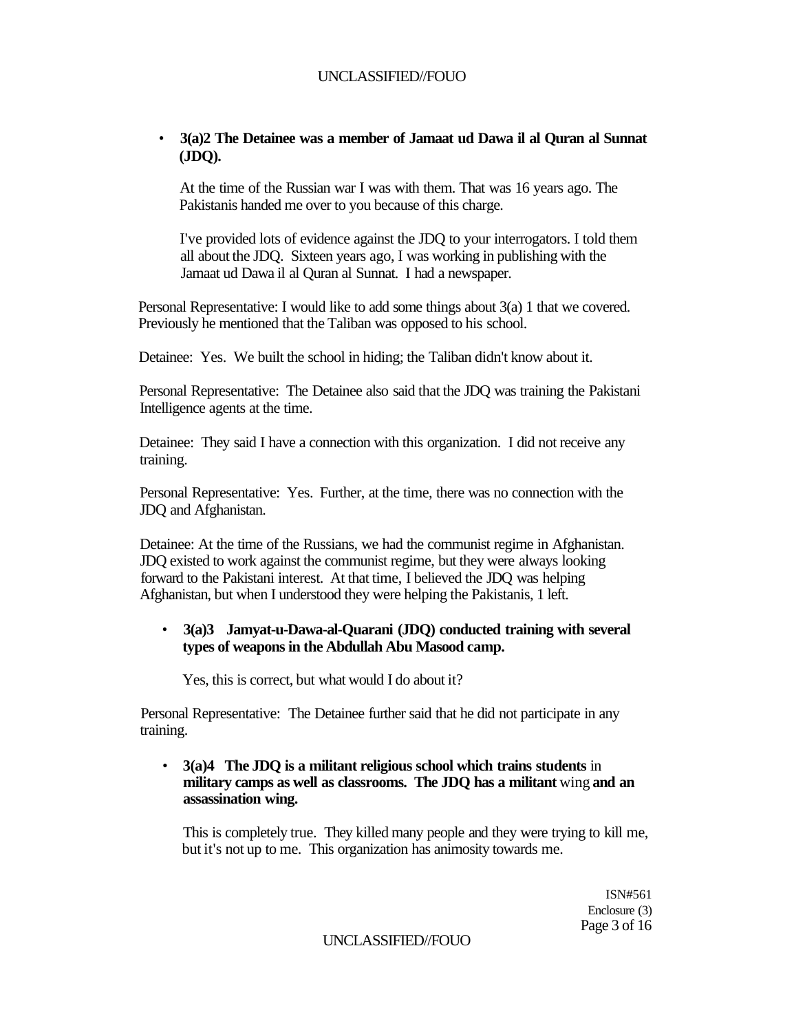- **3(a)2 The Detainee was a member of Jamaat ud Dawa il al Quran al Sunnat (JDQ).**

  At the time of the Russian war I was with them. That was 16 years ago. The Pakistanis handed me over to you because of this charge.

  I've provided lots of evidence against the JDQ to your interrogators. I told them all about the JDQ. Sixteen years ago, I was working in publishing with the Jamaat ud Dawa il al Quran al Sunnat. I had a newspaper.

Personal Representative: I would like to add some things about 3(a) 1 that we covered. Previously he mentioned that the Taliban was opposed to his school.

Detainee: Yes. We built the school in hiding; the Taliban didn't know about it.

Personal Representative: The Detainee also said that the JDQ was training the Pakistani Intelligence agents at the time.

Detainee: They said I have a connection with this organization. I did not receive any training.

Personal Representative: Yes. Further, at the time, there was no connection with the JDQ and Afghanistan.

Detainee: At the time of the Russians, we had the communist regime in Afghanistan. JDQ existed to work against the communist regime, but they were always looking forward to the Pakistani interest. At that time, I believed the JDQ was helping Afghanistan, but when I understood they were helping the Pakistanis, 1 left.

- **3(a)3 Jamyat-u-Dawa-al-Quarani (JDQ) conducted training with several types of weapons in the Abdullah Abu Masood camp.**

  Yes, this is correct, but what would I do about it?

Personal Representative: The Detainee further said that he did not participate in any training.

- **3(a)4 The JDQ is a militant religious school which trains students** in **military camps as well as classrooms. The JDQ has a militant** wing **and an assassination wing.**

  This is completely true. They killed many people and they were trying to kill me, but it's not up to me. This organization has animosity towards me.

ISN#561
Enclosure (3)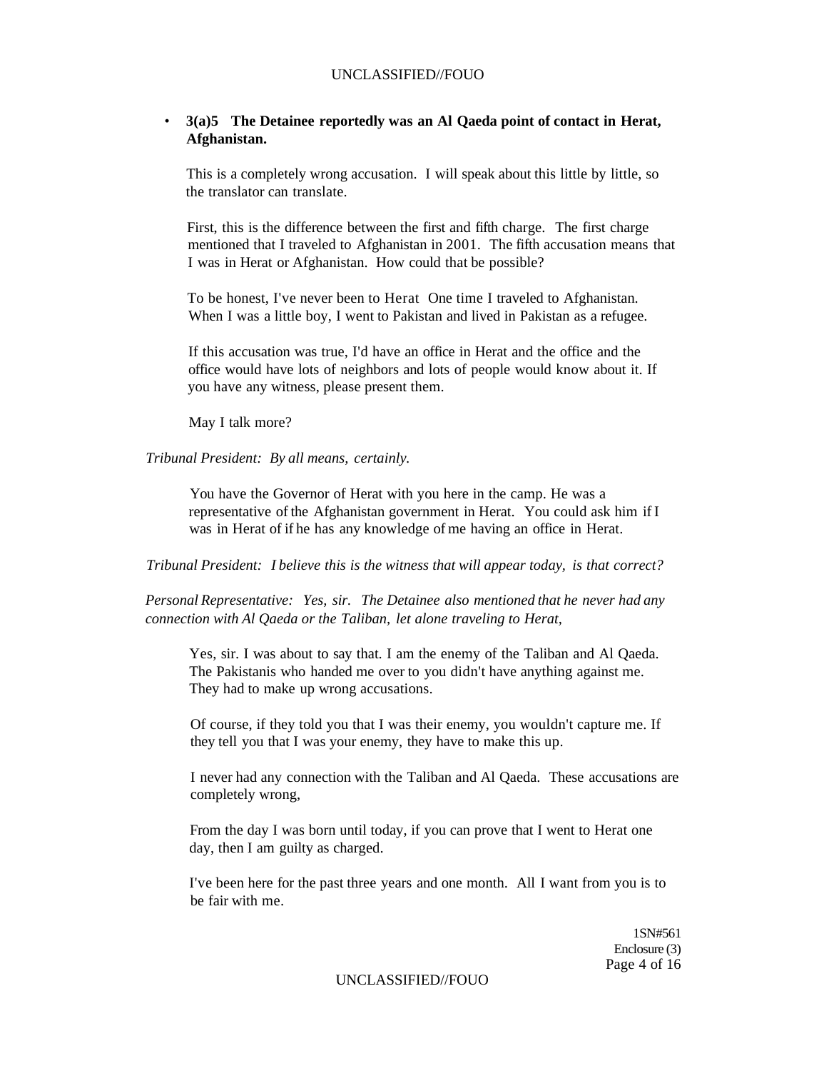- **3(a)5 The Detainee reportedly was an Al Qaeda point of contact in Herat, Afghanistan.**

  This is a completely wrong accusation. I will speak about this little by little, so the translator can translate.

  First, this is the difference between the first and fifth charge. The first charge mentioned that I traveled to Afghanistan in 2001. The fifth accusation means that I was in Herat or Afghanistan. How could that be possible?

  To be honest, I've never been to Herat One time I traveled to Afghanistan. When I was a little boy, I went to Pakistan and lived in Pakistan as a refugee.

  If this accusation was true, I'd have an office in Herat and the office and the office would have lots of neighbors and lots of people would know about it. If you have any witness, please present them.

  May I talk more?

*Tribunal President: By all means, certainly.*

  You have the Governor of Herat with you here in the camp. He was a representative of the Afghanistan government in Herat. You could ask him if I was in Herat of if he has any knowledge of me having an office in Herat.

*Tribunal President: I believe this is the witness that will appear today, is that correct?*

*Personal Representative: Yes, sir. The Detainee also mentioned that he never had any connection with Al Qaeda or the Taliban, let alone traveling to Herat,*

  Yes, sir. I was about to say that. I am the enemy of the Taliban and Al Qaeda. The Pakistanis who handed me over to you didn't have anything against me. They had to make up wrong accusations.

  Of course, if they told you that I was their enemy, you wouldn't capture me. If they tell you that I was your enemy, they have to make this up.

  I never had any connection with the Taliban and Al Qaeda. These accusations are completely wrong,

  From the day I was born until today, if you can prove that I went to Herat one day, then I am guilty as charged.

  I've been here for the past three years and one month. All I want from you is to be fair with me.

1SN#561
Enclosure (3)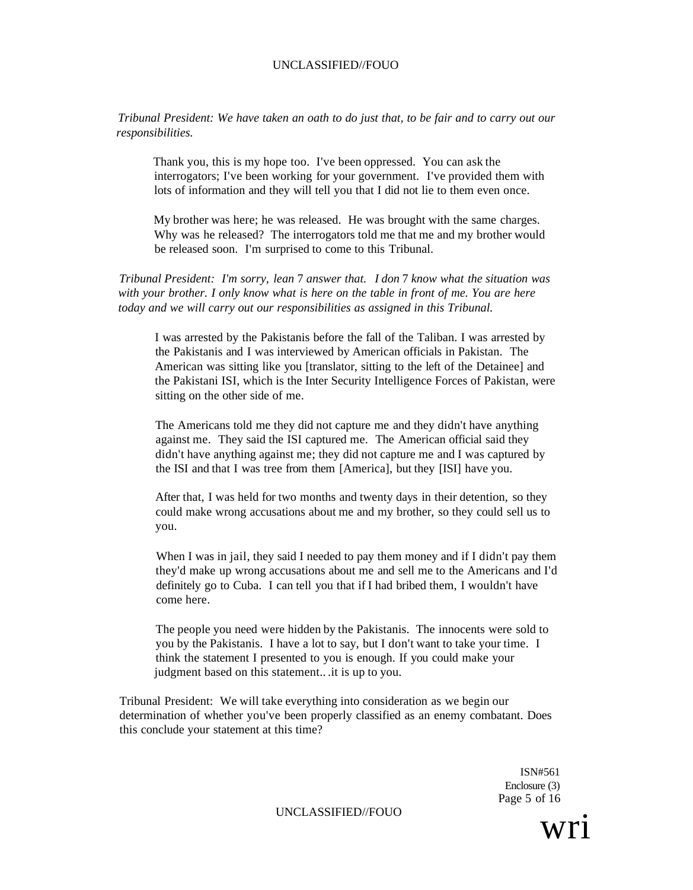*Tribunal President: We have taken an oath to do just that, to be fair and to carry out our responsibilities.*

> Thank you, this is my hope too. I've been oppressed. You can ask the interrogators; I've been working for your government. I've provided them with lots of information and they will tell you that I did not lie to them even once.
>
> My brother was here; he was released. He was brought with the same charges. Why was he released? The interrogators told me that me and my brother would be released soon. I'm surprised to come to this Tribunal.

*Tribunal President: I'm sorry, lean 7 answer that. I don 7 know what the situation was with your brother. I only know what is here on the table in front of me. You are here today and we will carry out our responsibilities as assigned in this Tribunal.*

> I was arrested by the Pakistanis before the fall of the Taliban. I was arrested by the Pakistanis and I was interviewed by American officials in Pakistan. The American was sitting like you [translator, sitting to the left of the Detainee] and the Pakistani ISI, which is the Inter Security Intelligence Forces of Pakistan, were sitting on the other side of me.
>
> The Americans told me they did not capture me and they didn't have anything against me. They said the ISI captured me. The American official said they didn't have anything against me; they did not capture me and I was captured by the ISI and that I was tree from them [America], but they [ISI] have you.
>
> After that, I was held for two months and twenty days in their detention, so they could make wrong accusations about me and my brother, so they could sell us to you.
>
> When I was in jail, they said I needed to pay them money and if I didn't pay them they'd make up wrong accusations about me and sell me to the Americans and I'd definitely go to Cuba. I can tell you that if I had bribed them, I wouldn't have come here.
>
> The people you need were hidden by the Pakistanis. The innocents were sold to you by the Pakistanis. I have a lot to say, but I don't want to take your time. I think the statement I presented to you is enough. If you could make your judgment based on this statement.. .it is up to you.

Tribunal President: We will take everything into consideration as we begin our determination of whether you've been properly classified as an enemy combatant. Does this conclude your statement at this time?

ISN#561
Enclosure (3)

wri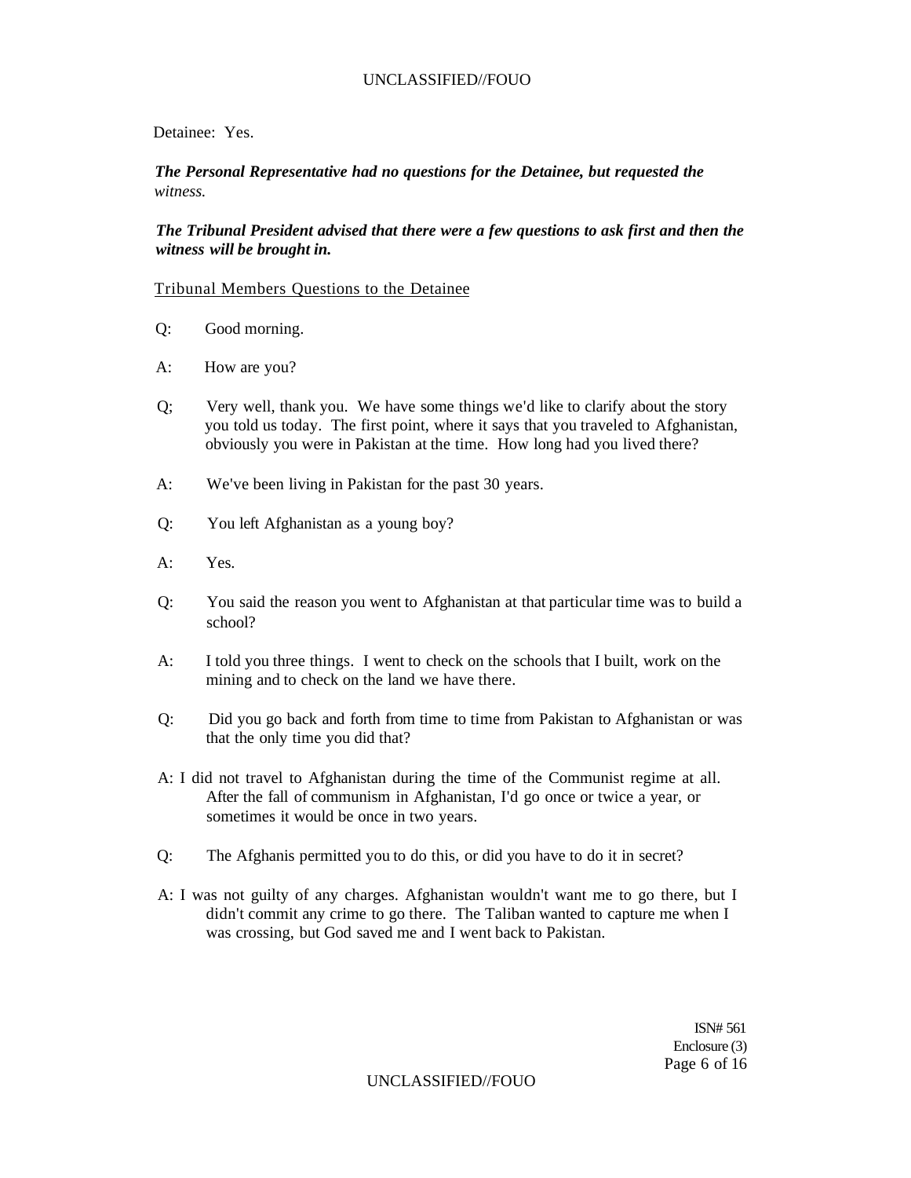Detainee: Yes.

***The Personal Representative had no questions for the Detainee, but requested the** witness.*

***The Tribunal President advised that there were a few questions to ask first and then the witness will be brought in.***

Tribunal Members Questions to the Detainee

Q: Good morning.

A: How are you?

Q; Very well, thank you. We have some things we'd like to clarify about the story you told us today. The first point, where it says that you traveled to Afghanistan, obviously you were in Pakistan at the time. How long had you lived there?

A: We've been living in Pakistan for the past 30 years.

Q: You left Afghanistan as a young boy?

A: Yes.

Q: You said the reason you went to Afghanistan at that particular time was to build a school?

A: I told you three things. I went to check on the schools that I built, work on the mining and to check on the land we have there.

Q: Did you go back and forth from time to time from Pakistan to Afghanistan or was that the only time you did that?

A: I did not travel to Afghanistan during the time of the Communist regime at all. After the fall of communism in Afghanistan, I'd go once or twice a year, or sometimes it would be once in two years.

Q: The Afghanis permitted you to do this, or did you have to do it in secret?

A: I was not guilty of any charges. Afghanistan wouldn't want me to go there, but I didn't commit any crime to go there. The Taliban wanted to capture me when I was crossing, but God saved me and I went back to Pakistan.

ISN# 561
Enclosure (3)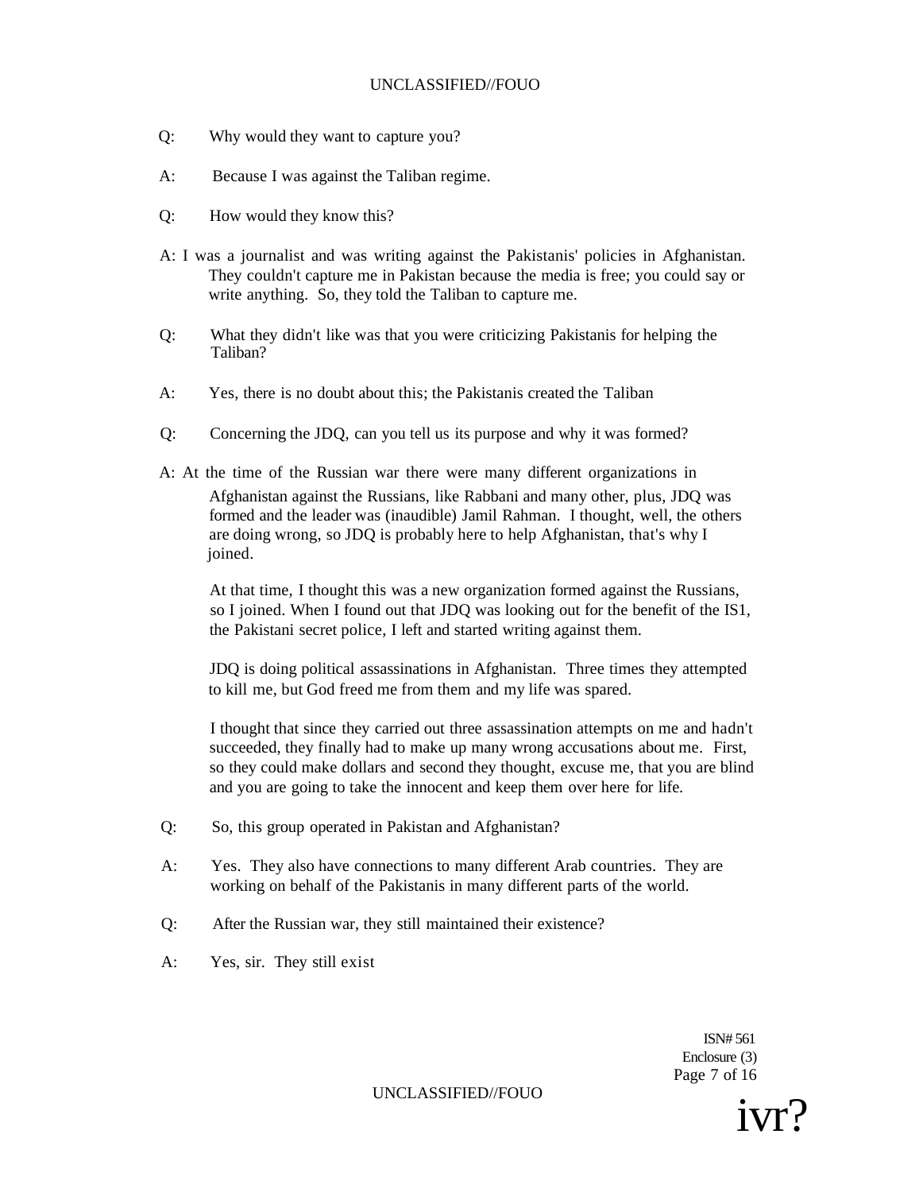Q: Why would they want to capture you?

A: Because I was against the Taliban regime.

Q: How would they know this?

A: I was a journalist and was writing against the Pakistanis' policies in Afghanistan. They couldn't capture me in Pakistan because the media is free; you could say or write anything. So, they told the Taliban to capture me.

Q: What they didn't like was that you were criticizing Pakistanis for helping the Taliban?

A: Yes, there is no doubt about this; the Pakistanis created the Taliban

Q: Concerning the JDQ, can you tell us its purpose and why it was formed?

A: At the time of the Russian war there were many different organizations in Afghanistan against the Russians, like Rabbani and many other, plus, JDQ was formed and the leader was (inaudible) Jamil Rahman. I thought, well, the others are doing wrong, so JDQ is probably here to help Afghanistan, that's why I joined.

At that time, I thought this was a new organization formed against the Russians, so I joined. When I found out that JDQ was looking out for the benefit of the IS1, the Pakistani secret police, I left and started writing against them.

JDQ is doing political assassinations in Afghanistan. Three times they attempted to kill me, but God freed me from them and my life was spared.

I thought that since they carried out three assassination attempts on me and hadn't succeeded, they finally had to make up many wrong accusations about me. First, so they could make dollars and second they thought, excuse me, that you are blind and you are going to take the innocent and keep them over here for life.

Q: So, this group operated in Pakistan and Afghanistan?

A: Yes. They also have connections to many different Arab countries. They are working on behalf of the Pakistanis in many different parts of the world.

Q: After the Russian war, they still maintained their existence?

A: Yes, sir. They still exist

ISN# 561
Enclosure (3)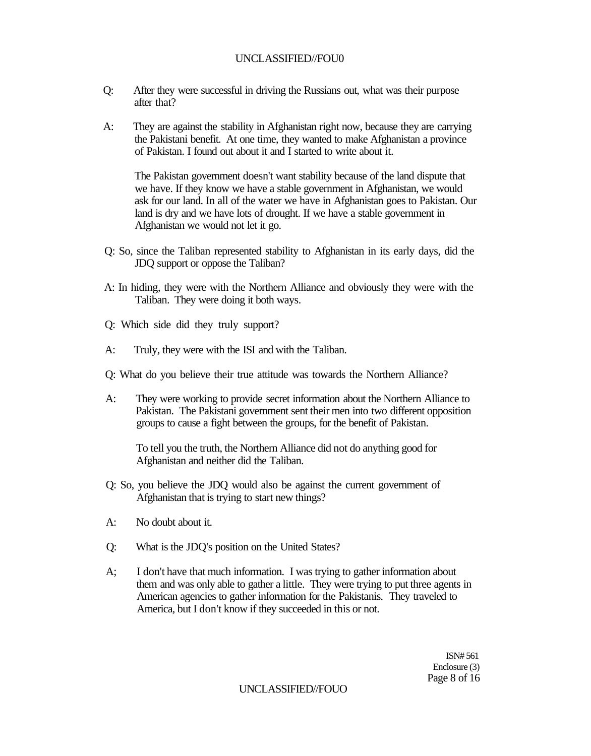Q: After they were successful in driving the Russians out, what was their purpose after that?

A: They are against the stability in Afghanistan right now, because they are carrying the Pakistani benefit. At one time, they wanted to make Afghanistan a province of Pakistan. I found out about it and I started to write about it.

The Pakistan government doesn't want stability because of the land dispute that we have. If they know we have a stable government in Afghanistan, we would ask for our land. In all of the water we have in Afghanistan goes to Pakistan. Our land is dry and we have lots of drought. If we have a stable government in Afghanistan we would not let it go.

Q: So, since the Taliban represented stability to Afghanistan in its early days, did the JDQ support or oppose the Taliban?

A: In hiding, they were with the Northern Alliance and obviously they were with the Taliban. They were doing it both ways.

Q: Which side did they truly support?

A: Truly, they were with the ISI and with the Taliban.

Q: What do you believe their true attitude was towards the Northern Alliance?

A: They were working to provide secret information about the Northern Alliance to Pakistan. The Pakistani government sent their men into two different opposition groups to cause a fight between the groups, for the benefit of Pakistan.

To tell you the truth, the Northern Alliance did not do anything good for Afghanistan and neither did the Taliban.

Q: So, you believe the JDQ would also be against the current government of Afghanistan that is trying to start new things?

A: No doubt about it.

Q: What is the JDQ's position on the United States?

A; I don't have that much information. I was trying to gather information about them and was only able to gather a little. They were trying to put three agents in American agencies to gather information for the Pakistanis. They traveled to America, but I don't know if they succeeded in this or not.

ISN# 561
Enclosure (3)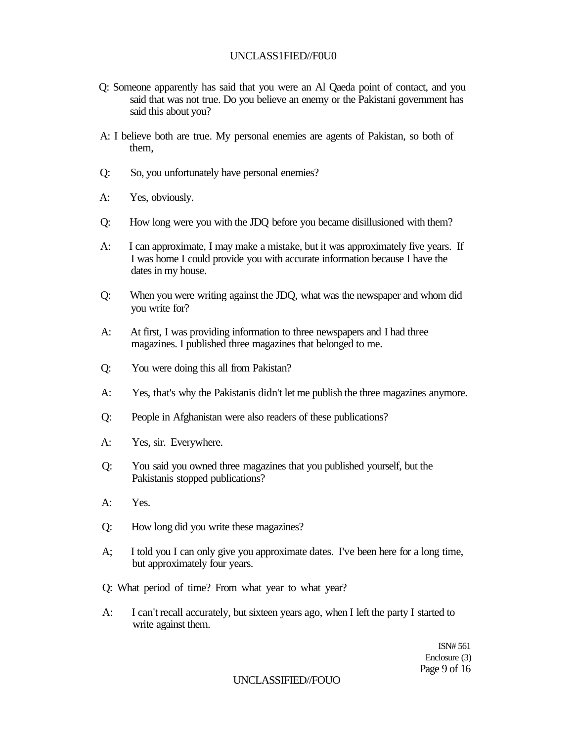Q: Someone apparently has said that you were an Al Qaeda point of contact, and you said that was not true. Do you believe an enemy or the Pakistani government has said this about you?

A: I believe both are true. My personal enemies are agents of Pakistan, so both of them,

Q: So, you unfortunately have personal enemies?

A: Yes, obviously.

Q: How long were you with the JDQ before you became disillusioned with them?

A: I can approximate, I may make a mistake, but it was approximately five years. If I was home I could provide you with accurate information because I have the dates in my house.

Q: When you were writing against the JDQ, what was the newspaper and whom did you write for?

A: At first, I was providing information to three newspapers and I had three magazines. I published three magazines that belonged to me.

Q: You were doing this all from Pakistan?

A: Yes, that's why the Pakistanis didn't let me publish the three magazines anymore.

Q: People in Afghanistan were also readers of these publications?

A: Yes, sir. Everywhere.

Q: You said you owned three magazines that you published yourself, but the Pakistanis stopped publications?

A: Yes.

Q: How long did you write these magazines?

A; I told you I can only give you approximate dates. I've been here for a long time, but approximately four years.

Q: What period of time? From what year to what year?

A: I can't recall accurately, but sixteen years ago, when I left the party I started to write against them.

ISN# 561
Enclosure (3)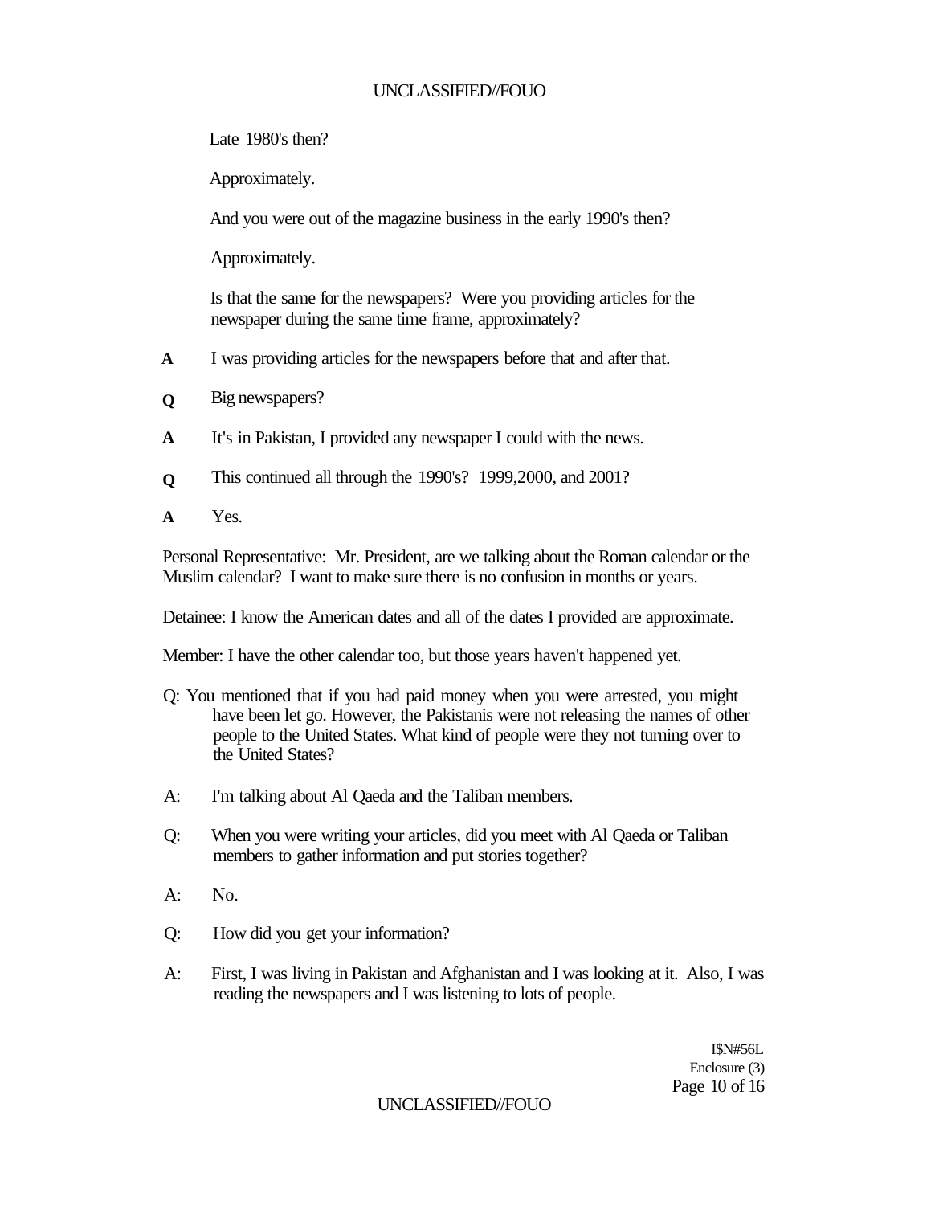Late 1980's then?

Approximately.

And you were out of the magazine business in the early 1990's then?

Approximately.

Is that the same for the newspapers? Were you providing articles for the newspaper during the same time frame, approximately?

**A** I was providing articles for the newspapers before that and after that.

**Q** Big newspapers?

**A** It's in Pakistan, I provided any newspaper I could with the news.

**Q** This continued all through the 1990's? 1999,2000, and 2001?

**A** Yes.

Personal Representative: Mr. President, are we talking about the Roman calendar or the Muslim calendar? I want to make sure there is no confusion in months or years.

Detainee: I know the American dates and all of the dates I provided are approximate.

Member: I have the other calendar too, but those years haven't happened yet.

Q: You mentioned that if you had paid money when you were arrested, you might have been let go. However, the Pakistanis were not releasing the names of other people to the United States. What kind of people were they not turning over to the United States?

A: I'm talking about Al Qaeda and the Taliban members.

Q: When you were writing your articles, did you meet with Al Qaeda or Taliban members to gather information and put stories together?

A: No.

Q: How did you get your information?

A: First, I was living in Pakistan and Afghanistan and I was looking at it. Also, I was reading the newspapers and I was listening to lots of people.

I$N#56L
Enclosure (3)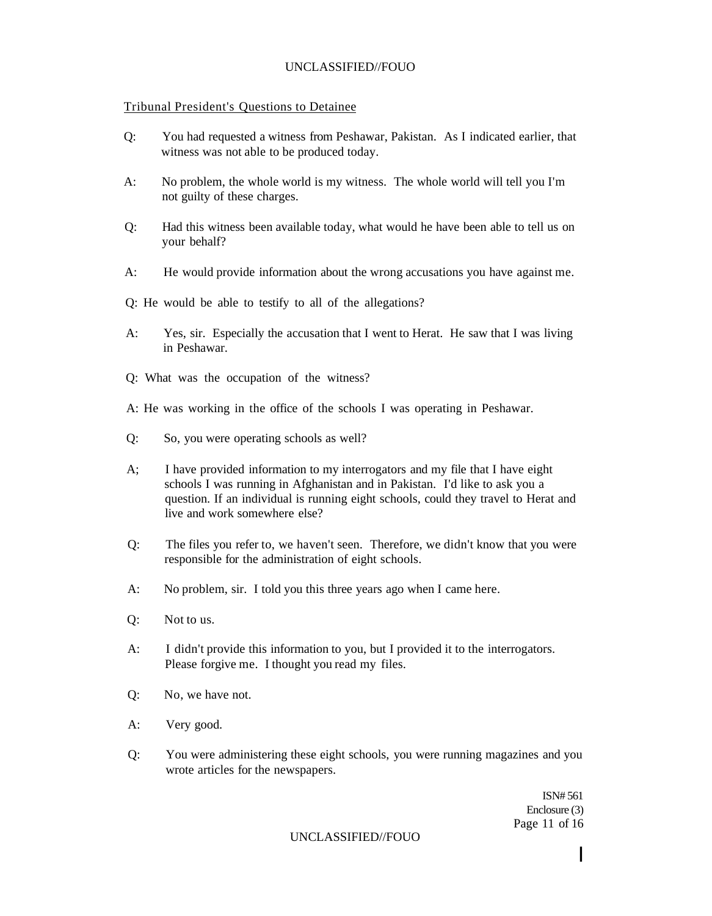Tribunal President's Questions to Detainee

Q: You had requested a witness from Peshawar, Pakistan. As I indicated earlier, that witness was not able to be produced today.

A: No problem, the whole world is my witness. The whole world will tell you I'm not guilty of these charges.

Q: Had this witness been available today, what would he have been able to tell us on your behalf?

A: He would provide information about the wrong accusations you have against me.

Q: He would be able to testify to all of the allegations?

A: Yes, sir. Especially the accusation that I went to Herat. He saw that I was living in Peshawar.

Q: What was the occupation of the witness?

A: He was working in the office of the schools I was operating in Peshawar.

Q: So, you were operating schools as well?

A; I have provided information to my interrogators and my file that I have eight schools I was running in Afghanistan and in Pakistan. I'd like to ask you a question. If an individual is running eight schools, could they travel to Herat and live and work somewhere else?

Q: The files you refer to, we haven't seen. Therefore, we didn't know that you were responsible for the administration of eight schools.

A: No problem, sir. I told you this three years ago when I came here.

Q: Not to us.

A: I didn't provide this information to you, but I provided it to the interrogators. Please forgive me. I thought you read my files.

Q: No, we have not.

A: Very good.

Q: You were administering these eight schools, you were running magazines and you wrote articles for the newspapers.

ISN# 561
Enclosure (3)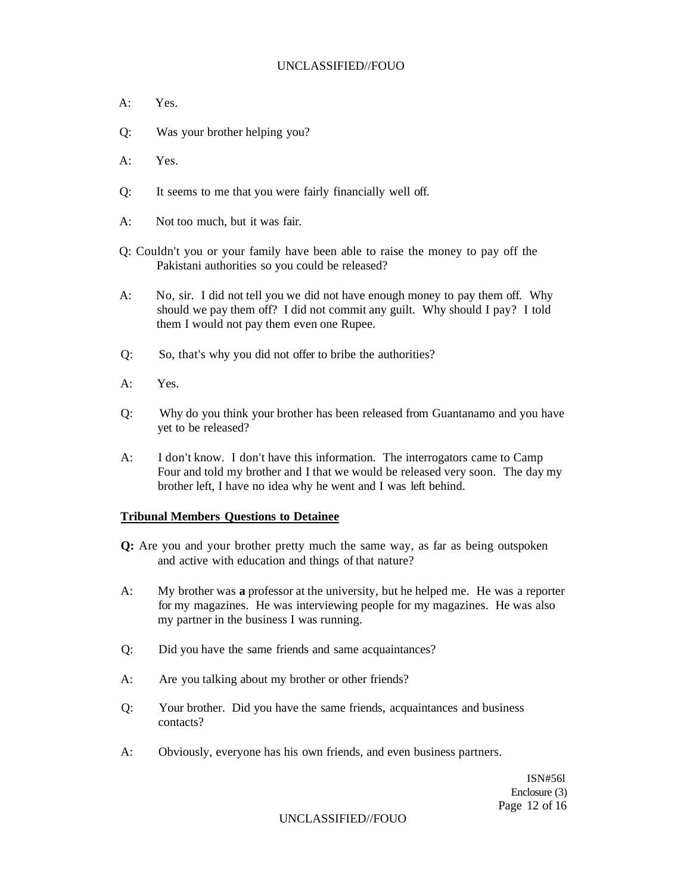A: Yes.

Q: Was your brother helping you?

A: Yes.

Q: It seems to me that you were fairly financially well off.

A: Not too much, but it was fair.

Q: Couldn't you or your family have been able to raise the money to pay off the Pakistani authorities so you could be released?

A: No, sir. I did not tell you we did not have enough money to pay them off. Why should we pay them off? I did not commit any guilt. Why should I pay? I told them I would not pay them even one Rupee.

Q: So, that's why you did not offer to bribe the authorities?

A: Yes.

Q: Why do you think your brother has been released from Guantanamo and you have yet to be released?

A: I don't know. I don't have this information. The interrogators came to Camp Four and told my brother and I that we would be released very soon. The day my brother left, I have no idea why he went and I was left behind.

**Tribunal Members Questions to Detainee**

**Q:** Are you and your brother pretty much the same way, as far as being outspoken and active with education and things of that nature?

A: My brother was **a** professor at the university, but he helped me. He was a reporter for my magazines. He was interviewing people for my magazines. He was also my partner in the business I was running.

Q: Did you have the same friends and same acquaintances?

A: Are you talking about my brother or other friends?

Q: Your brother. Did you have the same friends, acquaintances and business contacts?

A: Obviously, everyone has his own friends, and even business partners.

ISN#56l
Enclosure (3)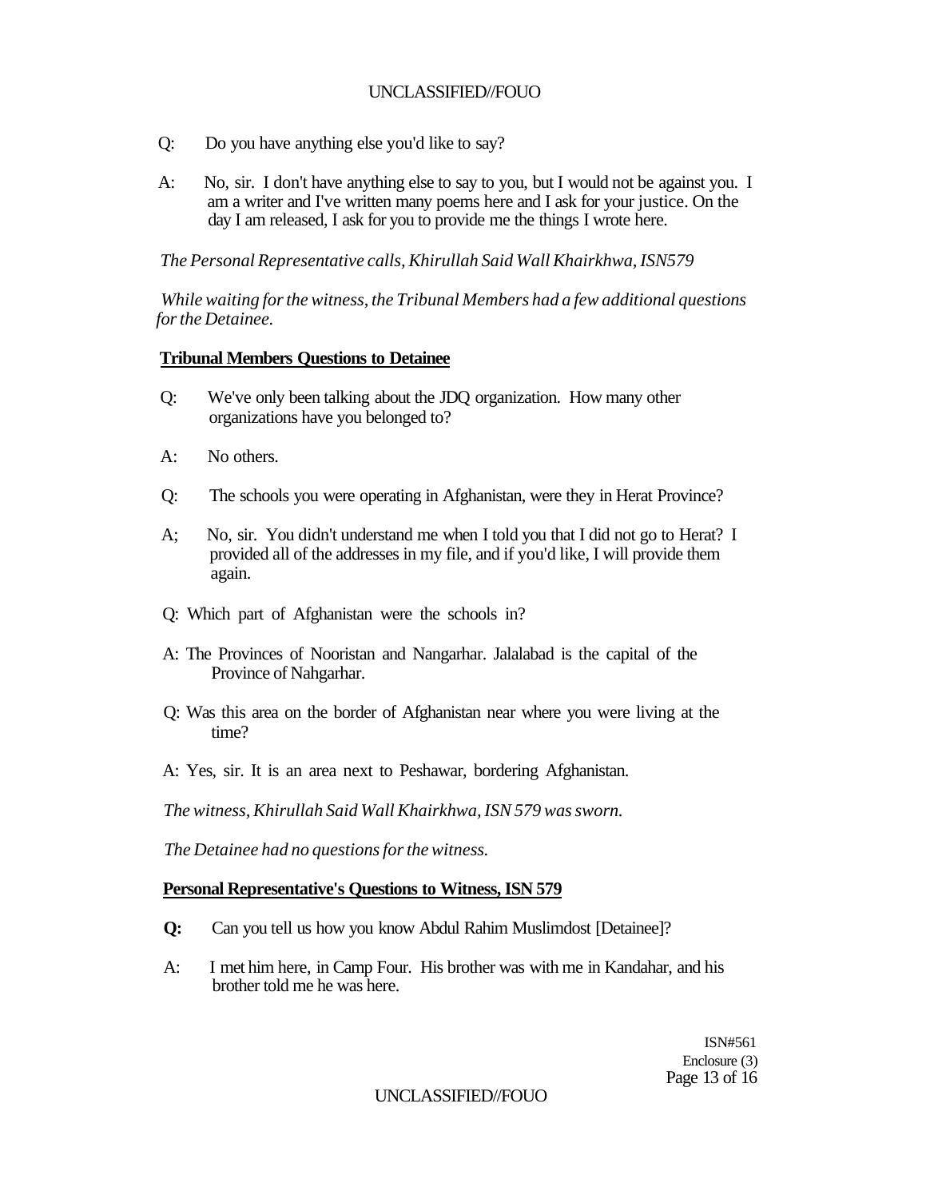Q: Do you have anything else you'd like to say?

A: No, sir. I don't have anything else to say to you, but I would not be against you. I am a writer and I've written many poems here and I ask for your justice. On the day I am released, I ask for you to provide me the things I wrote here.

*The Personal Representative calls, Khirullah Said Wall Khairkhwa, ISN579*

*While waiting for the witness, the Tribunal Members had a few additional questions for the Detainee.*

**Tribunal Members Questions to Detainee**

Q: We've only been talking about the JDQ organization. How many other organizations have you belonged to?

A: No others.

Q: The schools you were operating in Afghanistan, were they in Herat Province?

A; No, sir. You didn't understand me when I told you that I did not go to Herat? I provided all of the addresses in my file, and if you'd like, I will provide them again.

Q: Which part of Afghanistan were the schools in?

A: The Provinces of Nooristan and Nangarhar. Jalalabad is the capital of the Province of Nahgarhar.

Q: Was this area on the border of Afghanistan near where you were living at the time?

A: Yes, sir. It is an area next to Peshawar, bordering Afghanistan.

*The witness, Khirullah Said Wall Khairkhwa, ISN 579 was sworn.*

*The Detainee had no questions for the witness.*

**Personal Representative's Questions to Witness, ISN 579**

**Q:** Can you tell us how you know Abdul Rahim Muslimdost [Detainee]?

A: I met him here, in Camp Four. His brother was with me in Kandahar, and his brother told me he was here.

ISN#561
Enclosure (3)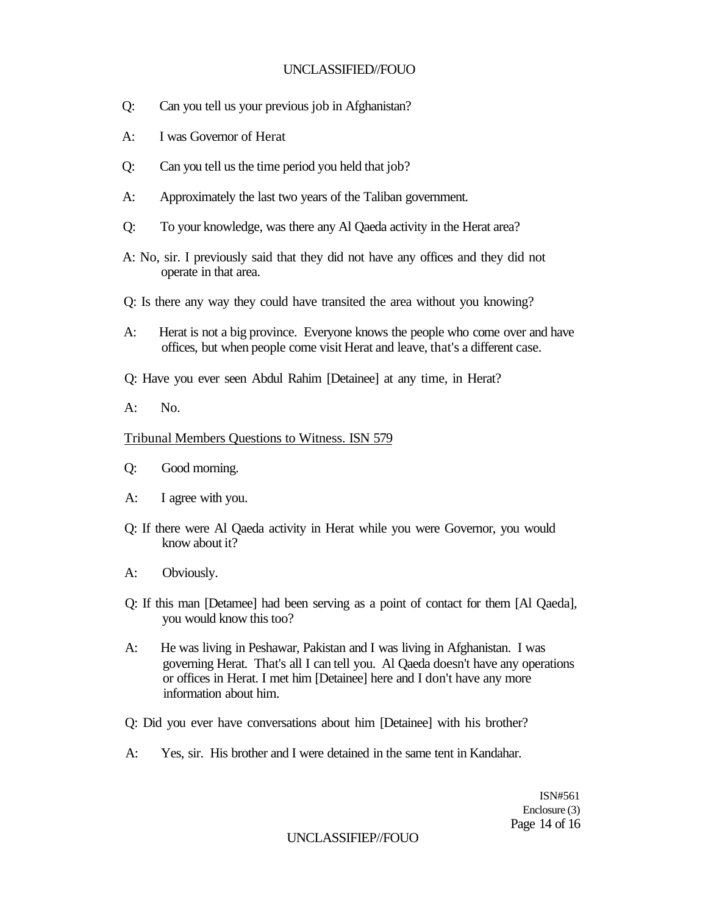Q: Can you tell us your previous job in Afghanistan?

A: I was Governor of Herat

Q: Can you tell us the time period you held that job?

A: Approximately the last two years of the Taliban government.

Q: To your knowledge, was there any Al Qaeda activity in the Herat area?

A: No, sir. I previously said that they did not have any offices and they did not operate in that area.

Q: Is there any way they could have transited the area without you knowing?

A: Herat is not a big province. Everyone knows the people who come over and have offices, but when people come visit Herat and leave, that's a different case.

Q: Have you ever seen Abdul Rahim [Detainee] at any time, in Herat?

A: No.

Tribunal Members Questions to Witness. ISN 579

Q: Good morning.

A: I agree with you.

Q: If there were Al Qaeda activity in Herat while you were Governor, you would know about it?

A: Obviously.

Q: If this man [Detamee] had been serving as a point of contact for them [Al Qaeda], you would know this too?

A: He was living in Peshawar, Pakistan and I was living in Afghanistan. I was governing Herat. That's all I can tell you. Al Qaeda doesn't have any operations or offices in Herat. I met him [Detainee] here and I don't have any more information about him.

Q: Did you ever have conversations about him [Detainee] with his brother?

A: Yes, sir. His brother and I were detained in the same tent in Kandahar.

ISN#561
Enclosure (3)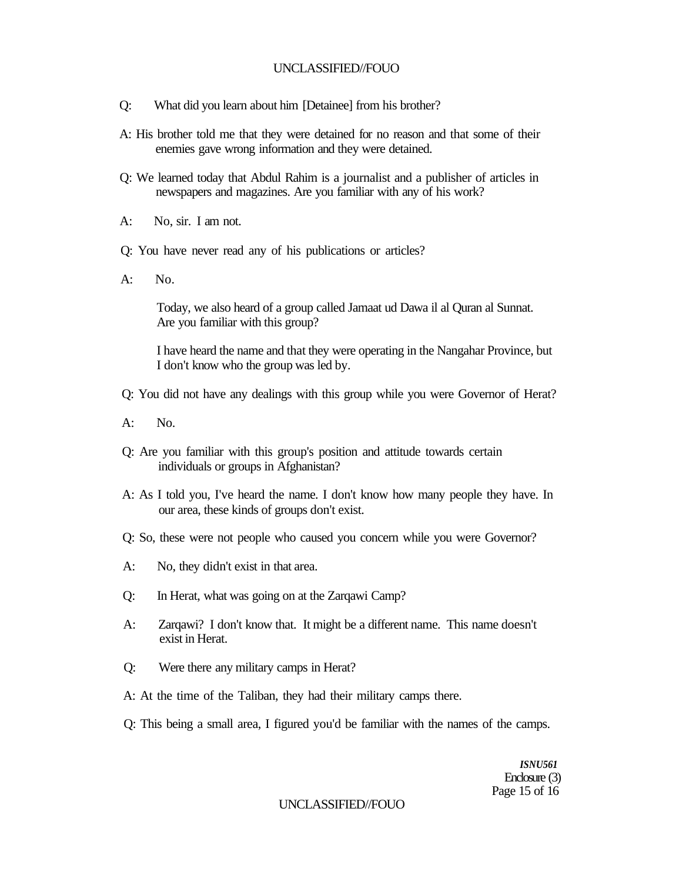Q: What did you learn about him [Detainee] from his brother?

A: His brother told me that they were detained for no reason and that some of their enemies gave wrong information and they were detained.

Q: We learned today that Abdul Rahim is a journalist and a publisher of articles in newspapers and magazines. Are you familiar with any of his work?

A: No, sir. I am not.

Q: You have never read any of his publications or articles?

A: No.

Today, we also heard of a group called Jamaat ud Dawa il al Quran al Sunnat. Are you familiar with this group?

I have heard the name and that they were operating in the Nangahar Province, but I don't know who the group was led by.

Q: You did not have any dealings with this group while you were Governor of Herat?

A: No.

Q: Are you familiar with this group's position and attitude towards certain individuals or groups in Afghanistan?

A: As I told you, I've heard the name. I don't know how many people they have. In our area, these kinds of groups don't exist.

Q: So, these were not people who caused you concern while you were Governor?

A: No, they didn't exist in that area.

Q: In Herat, what was going on at the Zarqawi Camp?

A: Zarqawi? I don't know that. It might be a different name. This name doesn't exist in Herat.

Q: Were there any military camps in Herat?

A: At the time of the Taliban, they had their military camps there.

Q: This being a small area, I figured you'd be familiar with the names of the camps.

*ISNU561*
Enclosure (3)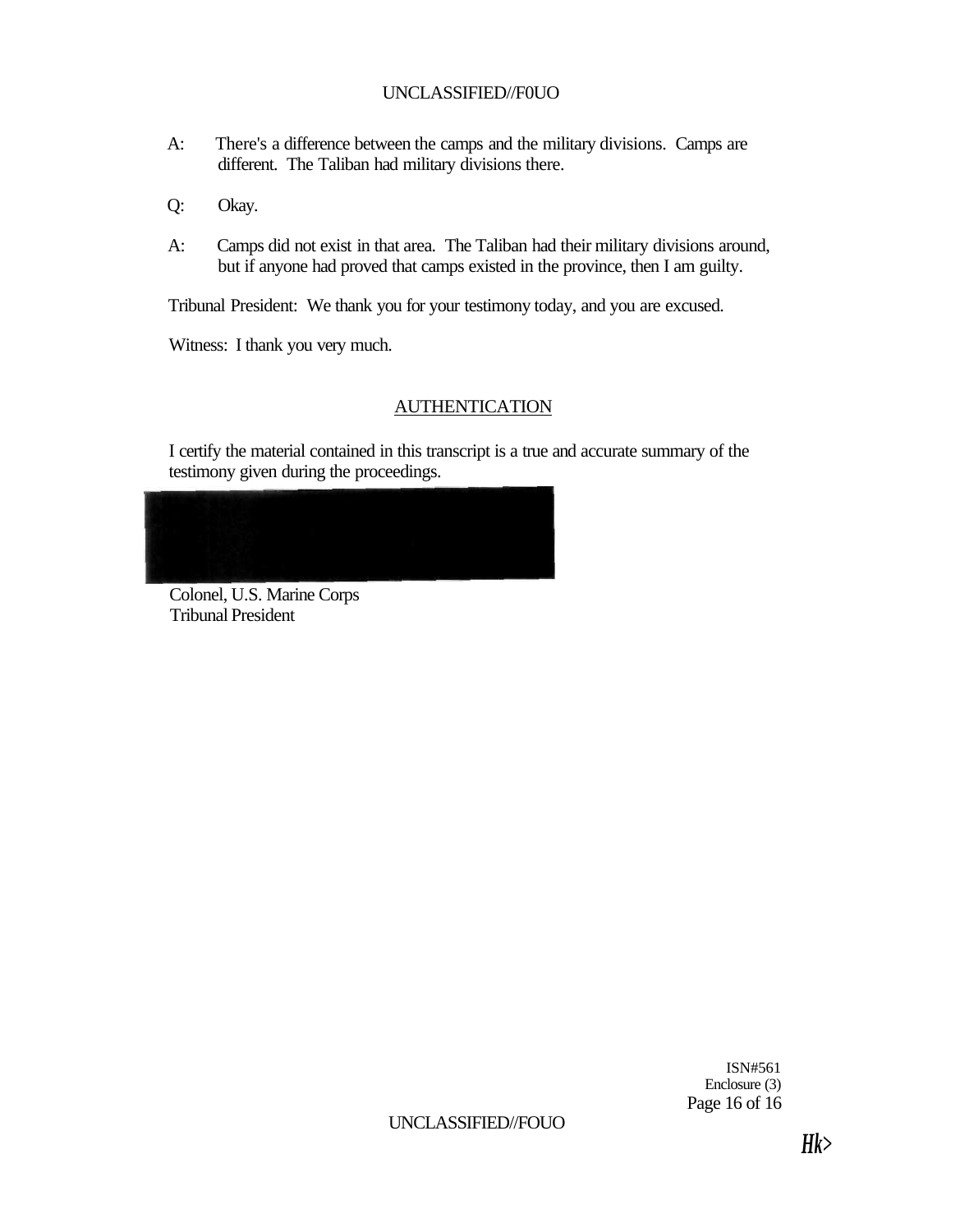A: There's a difference between the camps and the military divisions. Camps are different. The Taliban had military divisions there.

Q: Okay.

A: Camps did not exist in that area. The Taliban had their military divisions around, but if anyone had proved that camps existed in the province, then I am guilty.

Tribunal President: We thank you for your testimony today, and you are excused.

Witness: I thank you very much.

## AUTHENTICATION

I certify the material contained in this transcript is a true and accurate summary of the testimony given during the proceedings.

Colonel, U.S. Marine Corps
Tribunal President

ISN#561
Enclosure (3)